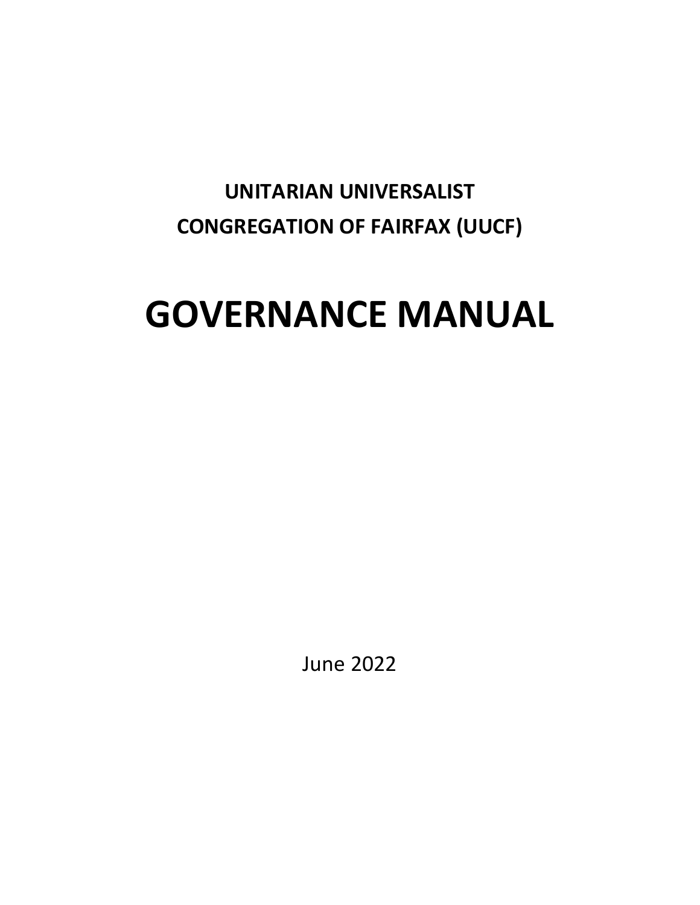**UNITARIAN UNIVERSALIST**

**CONGREGATION OF FAIRFAX (UUCF)**

# GOVERNANCE MANUAL

June 2022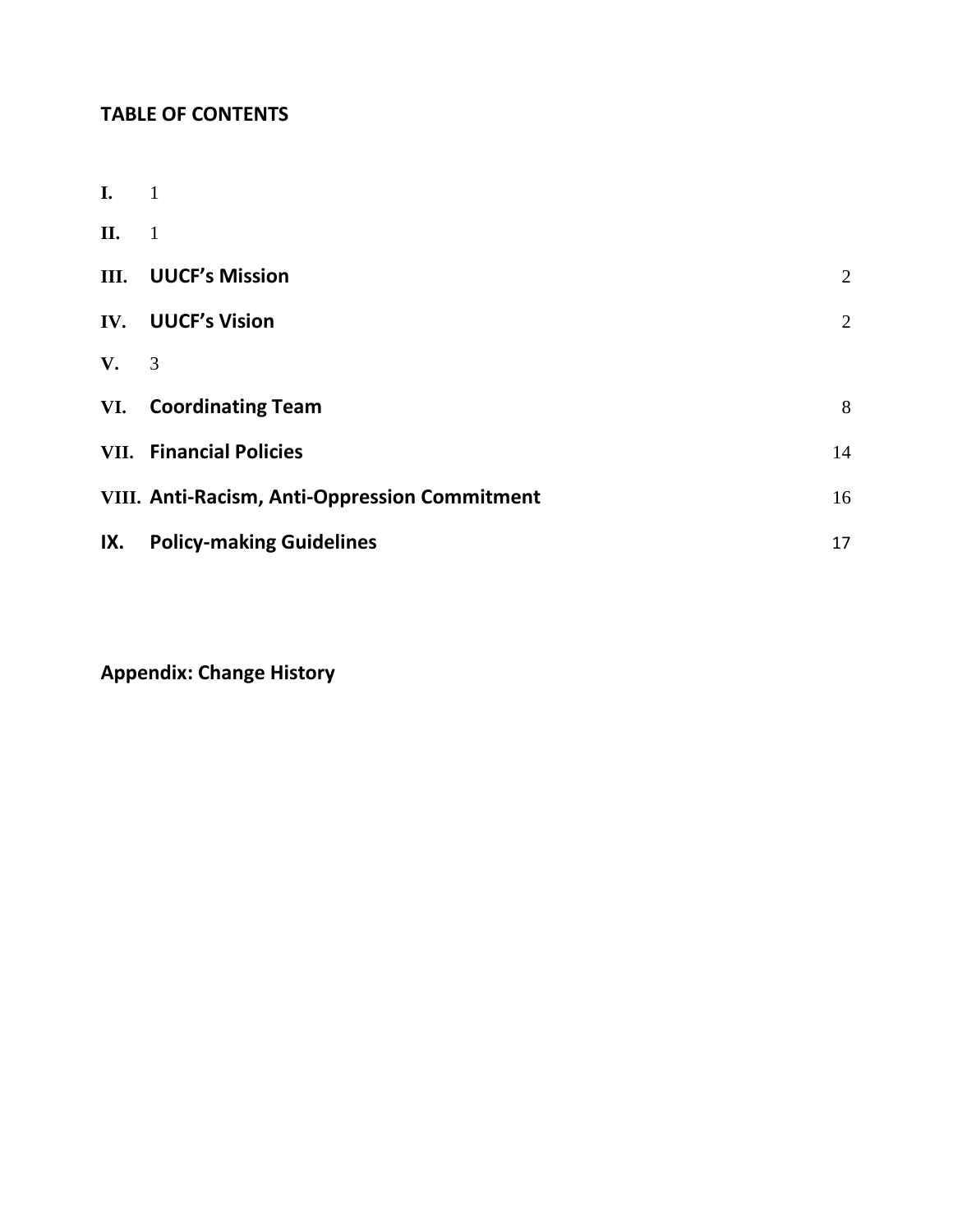**TABLE OF CONTENTS**

| | | |
|---|---|---|
| I. | | 1 |
| II. | | 1 |
| III. | UUCF's Mission | 2 |
| IV. | UUCF's Vision | 2 |
| V. | | 3 |
| VI. | Coordinating Team | 8 |
| VII. | Financial Policies | 14 |
| VIII. | Anti-Racism, Anti-Oppression Commitment | 16 |
| IX. | Policy-making Guidelines | 17 |

**Appendix: Change History**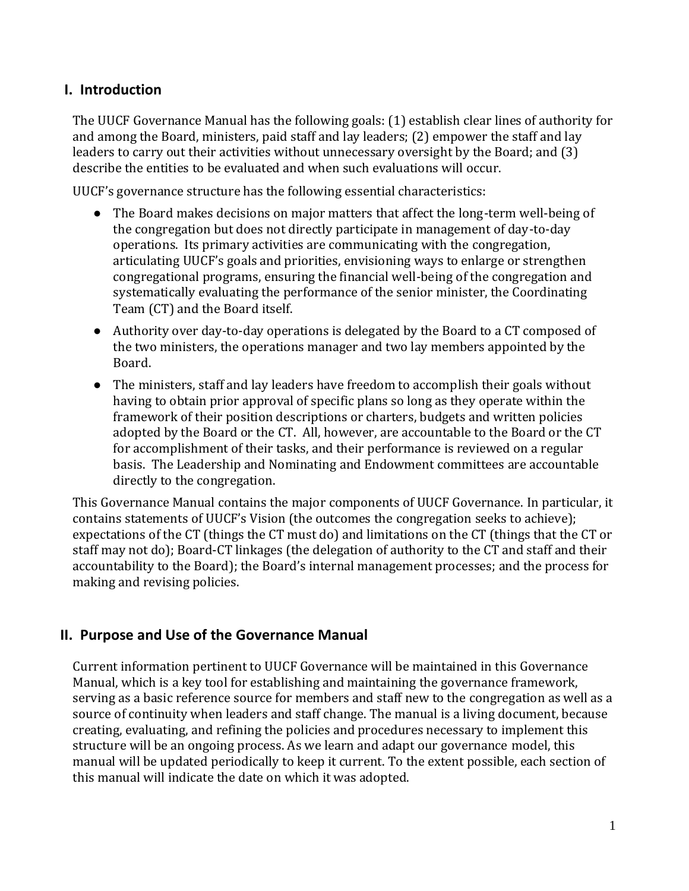## I. Introduction

The UUCF Governance Manual has the following goals: (1) establish clear lines of authority for and among the Board, ministers, paid staff and lay leaders; (2) empower the staff and lay leaders to carry out their activities without unnecessary oversight by the Board; and (3) describe the entities to be evaluated and when such evaluations will occur.

UUCF's governance structure has the following essential characteristics:

- The Board makes decisions on major matters that affect the long-term well-being of the congregation but does not directly participate in management of day-to-day operations. Its primary activities are communicating with the congregation, articulating UUCF's goals and priorities, envisioning ways to enlarge or strengthen congregational programs, ensuring the financial well-being of the congregation and systematically evaluating the performance of the senior minister, the Coordinating Team (CT) and the Board itself.
- Authority over day-to-day operations is delegated by the Board to a CT composed of the two ministers, the operations manager and two lay members appointed by the Board.
- The ministers, staff and lay leaders have freedom to accomplish their goals without having to obtain prior approval of specific plans so long as they operate within the framework of their position descriptions or charters, budgets and written policies adopted by the Board or the CT. All, however, are accountable to the Board or the CT for accomplishment of their tasks, and their performance is reviewed on a regular basis. The Leadership and Nominating and Endowment committees are accountable directly to the congregation.

This Governance Manual contains the major components of UUCF Governance. In particular, it contains statements of UUCF's Vision (the outcomes the congregation seeks to achieve); expectations of the CT (things the CT must do) and limitations on the CT (things that the CT or staff may not do); Board-CT linkages (the delegation of authority to the CT and staff and their accountability to the Board); the Board's internal management processes; and the process for making and revising policies.

## II. Purpose and Use of the Governance Manual

Current information pertinent to UUCF Governance will be maintained in this Governance Manual, which is a key tool for establishing and maintaining the governance framework, serving as a basic reference source for members and staff new to the congregation as well as a source of continuity when leaders and staff change. The manual is a living document, because creating, evaluating, and refining the policies and procedures necessary to implement this structure will be an ongoing process. As we learn and adapt our governance model, this manual will be updated periodically to keep it current. To the extent possible, each section of this manual will indicate the date on which it was adopted.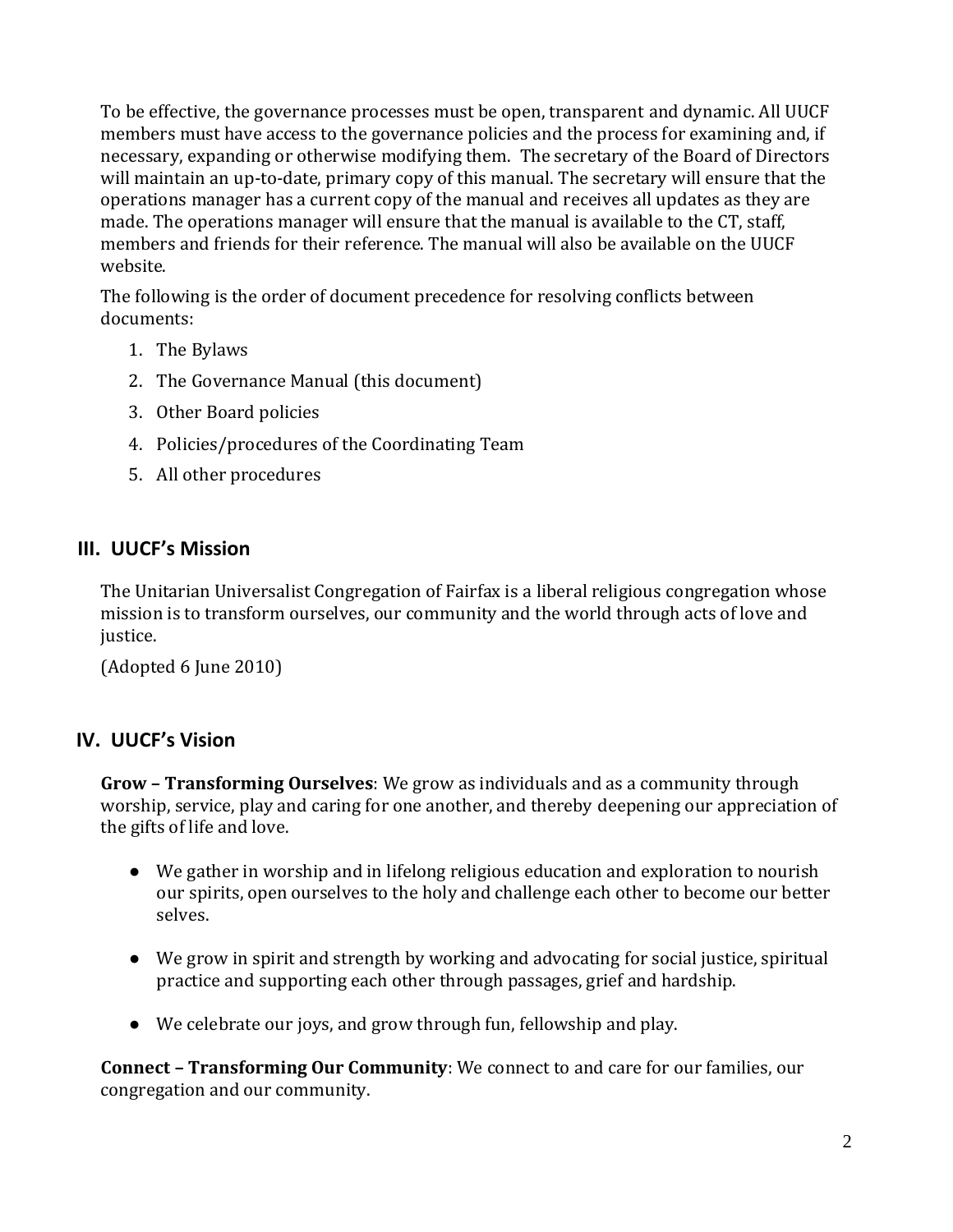To be effective, the governance processes must be open, transparent and dynamic. All UUCF members must have access to the governance policies and the process for examining and, if necessary, expanding or otherwise modifying them. The secretary of the Board of Directors will maintain an up-to-date, primary copy of this manual. The secretary will ensure that the operations manager has a current copy of the manual and receives all updates as they are made. The operations manager will ensure that the manual is available to the CT, staff, members and friends for their reference. The manual will also be available on the UUCF website.

The following is the order of document precedence for resolving conflicts between documents:

1. The Bylaws
2. The Governance Manual (this document)
3. Other Board policies
4. Policies/procedures of the Coordinating Team
5. All other procedures

## III. UUCF's Mission

The Unitarian Universalist Congregation of Fairfax is a liberal religious congregation whose mission is to transform ourselves, our community and the world through acts of love and justice.

(Adopted 6 June 2010)

## IV. UUCF's Vision

**Grow – Transforming Ourselves**: We grow as individuals and as a community through worship, service, play and caring for one another, and thereby deepening our appreciation of the gifts of life and love.

- We gather in worship and in lifelong religious education and exploration to nourish our spirits, open ourselves to the holy and challenge each other to become our better selves.
- We grow in spirit and strength by working and advocating for social justice, spiritual practice and supporting each other through passages, grief and hardship.
- We celebrate our joys, and grow through fun, fellowship and play.

**Connect – Transforming Our Community**: We connect to and care for our families, our congregation and our community.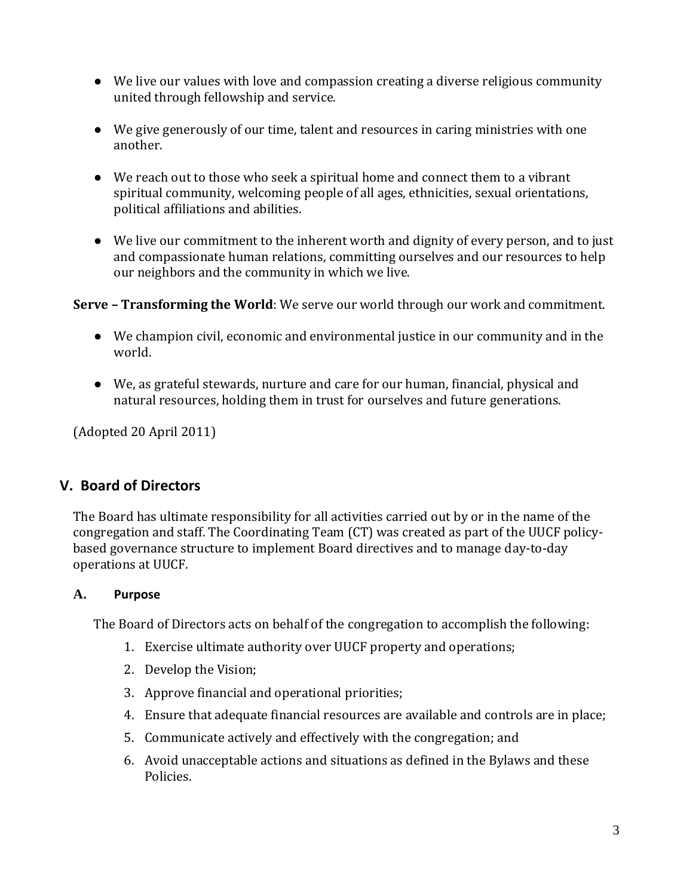- We live our values with love and compassion creating a diverse religious community united through fellowship and service.
- We give generously of our time, talent and resources in caring ministries with one another.
- We reach out to those who seek a spiritual home and connect them to a vibrant spiritual community, welcoming people of all ages, ethnicities, sexual orientations, political affiliations and abilities.
- We live our commitment to the inherent worth and dignity of every person, and to just and compassionate human relations, committing ourselves and our resources to help our neighbors and the community in which we live.

**Serve – Transforming the World**: We serve our world through our work and commitment.

- We champion civil, economic and environmental justice in our community and in the world.
- We, as grateful stewards, nurture and care for our human, financial, physical and natural resources, holding them in trust for ourselves and future generations.

(Adopted 20 April 2011)

## V. Board of Directors

The Board has ultimate responsibility for all activities carried out by or in the name of the congregation and staff. The Coordinating Team (CT) was created as part of the UUCF policy-based governance structure to implement Board directives and to manage day-to-day operations at UUCF.

### A. Purpose

The Board of Directors acts on behalf of the congregation to accomplish the following:

1. Exercise ultimate authority over UUCF property and operations;
2. Develop the Vision;
3. Approve financial and operational priorities;
4. Ensure that adequate financial resources are available and controls are in place;
5. Communicate actively and effectively with the congregation; and
6. Avoid unacceptable actions and situations as defined in the Bylaws and these Policies.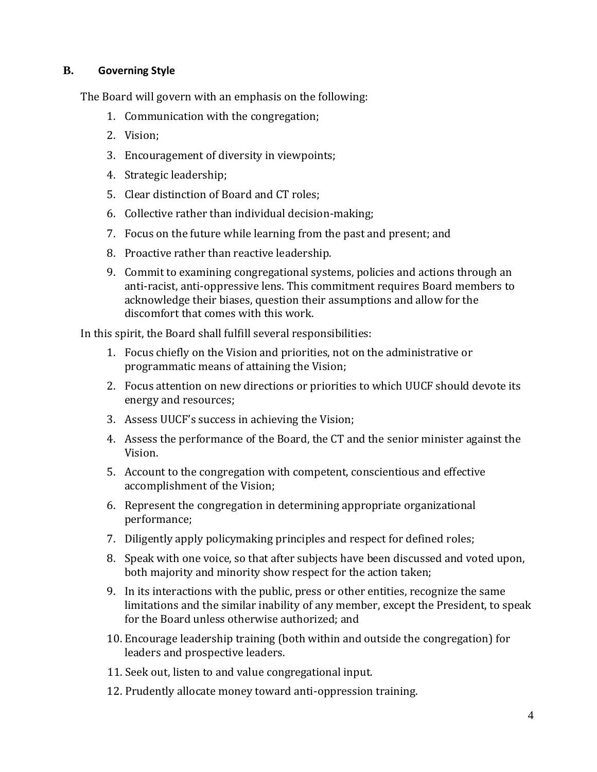## B. Governing Style

The Board will govern with an emphasis on the following:

1. Communication with the congregation;
2. Vision;
3. Encouragement of diversity in viewpoints;
4. Strategic leadership;
5. Clear distinction of Board and CT roles;
6. Collective rather than individual decision-making;
7. Focus on the future while learning from the past and present; and
8. Proactive rather than reactive leadership.
9. Commit to examining congregational systems, policies and actions through an anti-racist, anti-oppressive lens. This commitment requires Board members to acknowledge their biases, question their assumptions and allow for the discomfort that comes with this work.

In this spirit, the Board shall fulfill several responsibilities:

1. Focus chiefly on the Vision and priorities, not on the administrative or programmatic means of attaining the Vision;
2. Focus attention on new directions or priorities to which UUCF should devote its energy and resources;
3. Assess UUCF's success in achieving the Vision;
4. Assess the performance of the Board, the CT and the senior minister against the Vision.
5. Account to the congregation with competent, conscientious and effective accomplishment of the Vision;
6. Represent the congregation in determining appropriate organizational performance;
7. Diligently apply policymaking principles and respect for defined roles;
8. Speak with one voice, so that after subjects have been discussed and voted upon, both majority and minority show respect for the action taken;
9. In its interactions with the public, press or other entities, recognize the same limitations and the similar inability of any member, except the President, to speak for the Board unless otherwise authorized; and
10. Encourage leadership training (both within and outside the congregation) for leaders and prospective leaders.
11. Seek out, listen to and value congregational input.
12. Prudently allocate money toward anti-oppression training.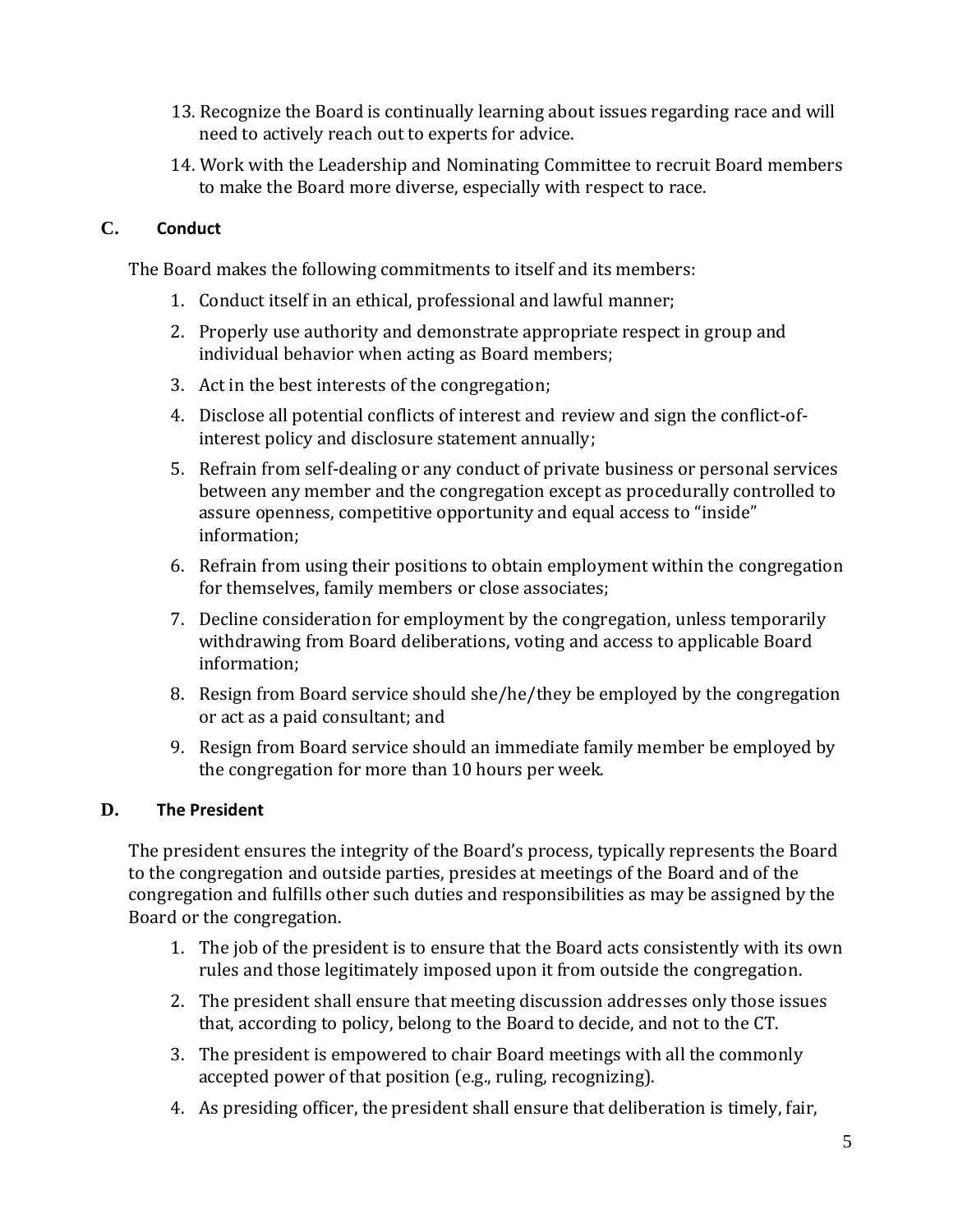13. Recognize the Board is continually learning about issues regarding race and will need to actively reach out to experts for advice.
14. Work with the Leadership and Nominating Committee to recruit Board members to make the Board more diverse, especially with respect to race.

### C. Conduct

The Board makes the following commitments to itself and its members:

1. Conduct itself in an ethical, professional and lawful manner;
2. Properly use authority and demonstrate appropriate respect in group and individual behavior when acting as Board members;
3. Act in the best interests of the congregation;
4. Disclose all potential conflicts of interest and review and sign the conflict-of-interest policy and disclosure statement annually;
5. Refrain from self-dealing or any conduct of private business or personal services between any member and the congregation except as procedurally controlled to assure openness, competitive opportunity and equal access to "inside" information;
6. Refrain from using their positions to obtain employment within the congregation for themselves, family members or close associates;
7. Decline consideration for employment by the congregation, unless temporarily withdrawing from Board deliberations, voting and access to applicable Board information;
8. Resign from Board service should she/he/they be employed by the congregation or act as a paid consultant; and
9. Resign from Board service should an immediate family member be employed by the congregation for more than 10 hours per week.

### D. The President

The president ensures the integrity of the Board's process, typically represents the Board to the congregation and outside parties, presides at meetings of the Board and of the congregation and fulfills other such duties and responsibilities as may be assigned by the Board or the congregation.

1. The job of the president is to ensure that the Board acts consistently with its own rules and those legitimately imposed upon it from outside the congregation.
2. The president shall ensure that meeting discussion addresses only those issues that, according to policy, belong to the Board to decide, and not to the CT.
3. The president is empowered to chair Board meetings with all the commonly accepted power of that position (e.g., ruling, recognizing).
4. As presiding officer, the president shall ensure that deliberation is timely, fair,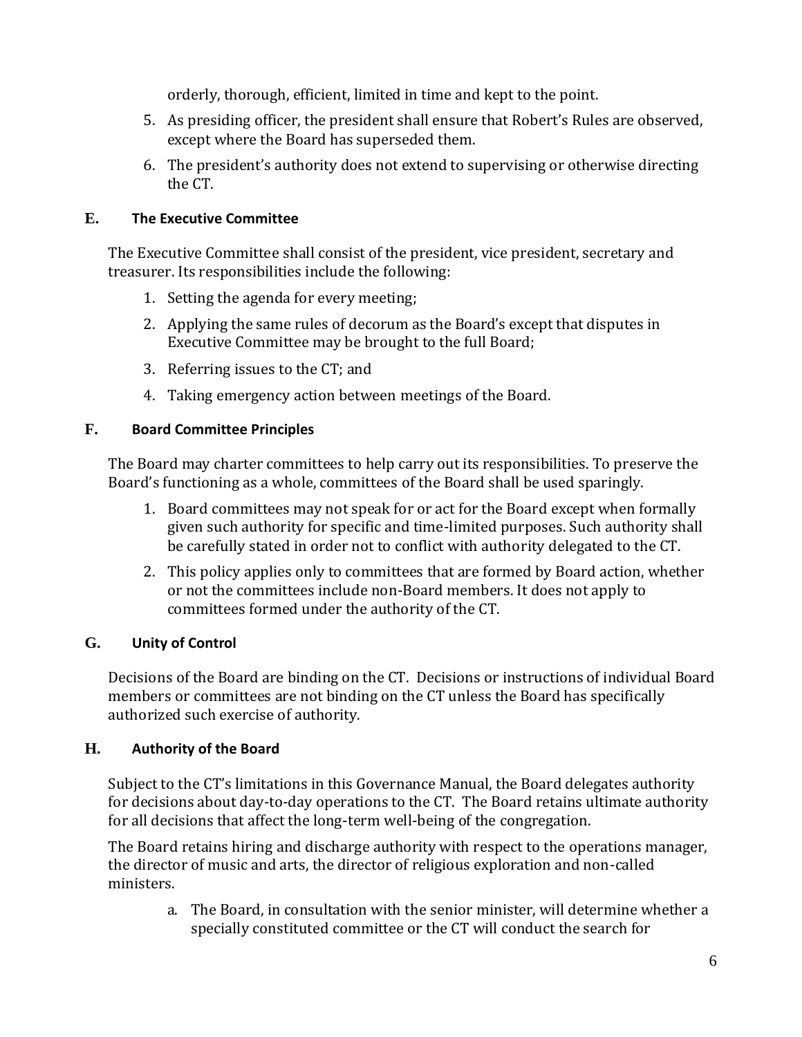orderly, thorough, efficient, limited in time and kept to the point.

5. As presiding officer, the president shall ensure that Robert's Rules are observed, except where the Board has superseded them.
6. The president's authority does not extend to supervising or otherwise directing the CT.

### E. The Executive Committee

The Executive Committee shall consist of the president, vice president, secretary and treasurer. Its responsibilities include the following:

1. Setting the agenda for every meeting;
2. Applying the same rules of decorum as the Board's except that disputes in Executive Committee may be brought to the full Board;
3. Referring issues to the CT; and
4. Taking emergency action between meetings of the Board.

### F. Board Committee Principles

The Board may charter committees to help carry out its responsibilities. To preserve the Board's functioning as a whole, committees of the Board shall be used sparingly.

1. Board committees may not speak for or act for the Board except when formally given such authority for specific and time-limited purposes. Such authority shall be carefully stated in order not to conflict with authority delegated to the CT.
2. This policy applies only to committees that are formed by Board action, whether or not the committees include non-Board members. It does not apply to committees formed under the authority of the CT.

### G. Unity of Control

Decisions of the Board are binding on the CT. Decisions or instructions of individual Board members or committees are not binding on the CT unless the Board has specifically authorized such exercise of authority.

### H. Authority of the Board

Subject to the CT's limitations in this Governance Manual, the Board delegates authority for decisions about day-to-day operations to the CT. The Board retains ultimate authority for all decisions that affect the long-term well-being of the congregation.

The Board retains hiring and discharge authority with respect to the operations manager, the director of music and arts, the director of religious exploration and non-called ministers.

a. The Board, in consultation with the senior minister, will determine whether a specially constituted committee or the CT will conduct the search for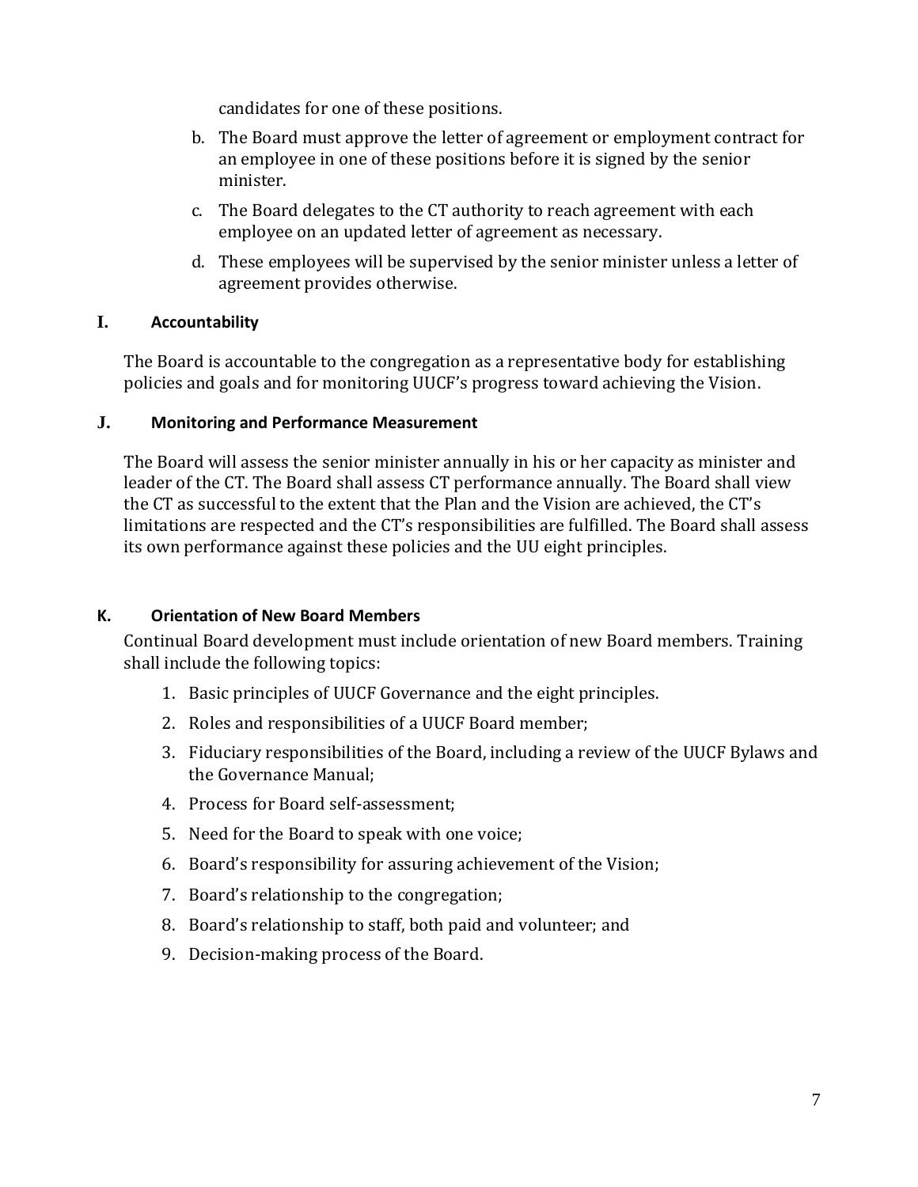candidates for one of these positions.

b. The Board must approve the letter of agreement or employment contract for an employee in one of these positions before it is signed by the senior minister.

c. The Board delegates to the CT authority to reach agreement with each employee on an updated letter of agreement as necessary.

d. These employees will be supervised by the senior minister unless a letter of agreement provides otherwise.

### I. Accountability

The Board is accountable to the congregation as a representative body for establishing policies and goals and for monitoring UUCF's progress toward achieving the Vision.

### J. Monitoring and Performance Measurement

The Board will assess the senior minister annually in his or her capacity as minister and leader of the CT. The Board shall assess CT performance annually. The Board shall view the CT as successful to the extent that the Plan and the Vision are achieved, the CT's limitations are respected and the CT's responsibilities are fulfilled. The Board shall assess its own performance against these policies and the UU eight principles.

### K. Orientation of New Board Members

Continual Board development must include orientation of new Board members. Training shall include the following topics:

1. Basic principles of UUCF Governance and the eight principles.
2. Roles and responsibilities of a UUCF Board member;
3. Fiduciary responsibilities of the Board, including a review of the UUCF Bylaws and the Governance Manual;
4. Process for Board self-assessment;
5. Need for the Board to speak with one voice;
6. Board's responsibility for assuring achievement of the Vision;
7. Board's relationship to the congregation;
8. Board's relationship to staff, both paid and volunteer; and
9. Decision-making process of the Board.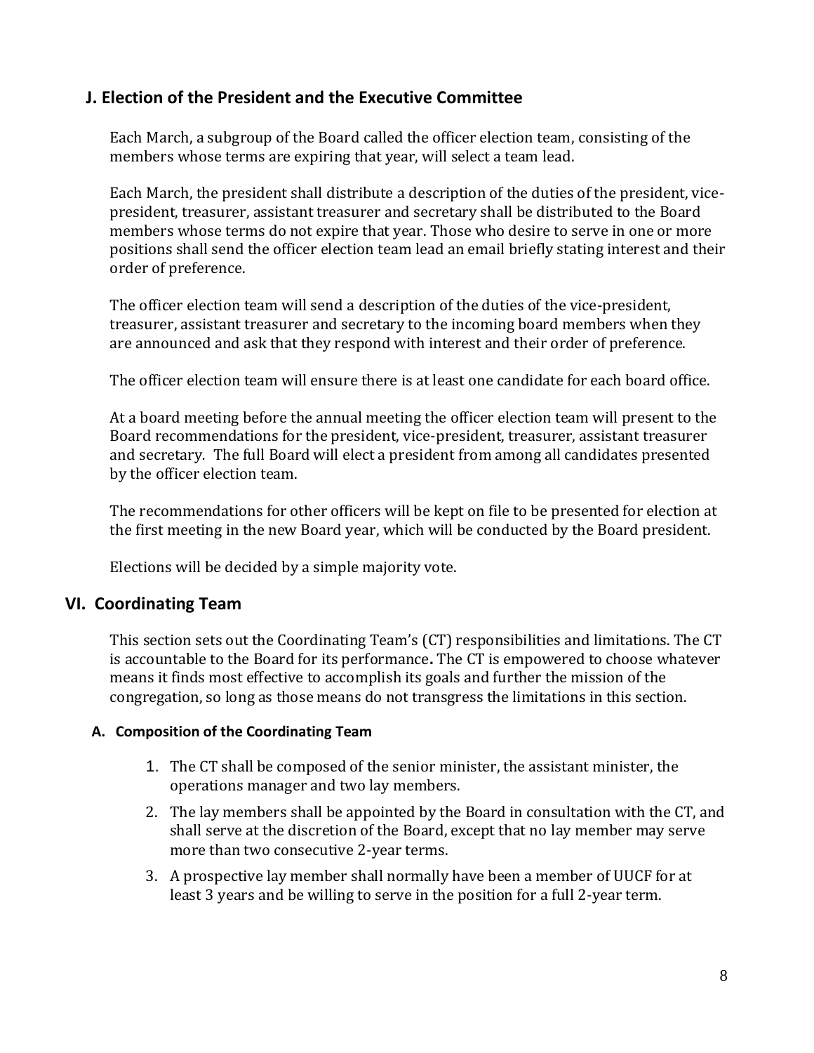### J. Election of the President and the Executive Committee

Each March, a subgroup of the Board called the officer election team, consisting of the members whose terms are expiring that year, will select a team lead.

Each March, the president shall distribute a description of the duties of the president, vice-president, treasurer, assistant treasurer and secretary shall be distributed to the Board members whose terms do not expire that year. Those who desire to serve in one or more positions shall send the officer election team lead an email briefly stating interest and their order of preference.

The officer election team will send a description of the duties of the vice-president, treasurer, assistant treasurer and secretary to the incoming board members when they are announced and ask that they respond with interest and their order of preference.

The officer election team will ensure there is at least one candidate for each board office.

At a board meeting before the annual meeting the officer election team will present to the Board recommendations for the president, vice-president, treasurer, assistant treasurer and secretary. The full Board will elect a president from among all candidates presented by the officer election team.

The recommendations for other officers will be kept on file to be presented for election at the first meeting in the new Board year, which will be conducted by the Board president.

Elections will be decided by a simple majority vote.

## VI. Coordinating Team

This section sets out the Coordinating Team's (CT) responsibilities and limitations. The CT is accountable to the Board for its performance**.** The CT is empowered to choose whatever means it finds most effective to accomplish its goals and further the mission of the congregation, so long as those means do not transgress the limitations in this section.

#### A. Composition of the Coordinating Team

1. The CT shall be composed of the senior minister, the assistant minister, the operations manager and two lay members.
2. The lay members shall be appointed by the Board in consultation with the CT, and shall serve at the discretion of the Board, except that no lay member may serve more than two consecutive 2-year terms.
3. A prospective lay member shall normally have been a member of UUCF for at least 3 years and be willing to serve in the position for a full 2-year term.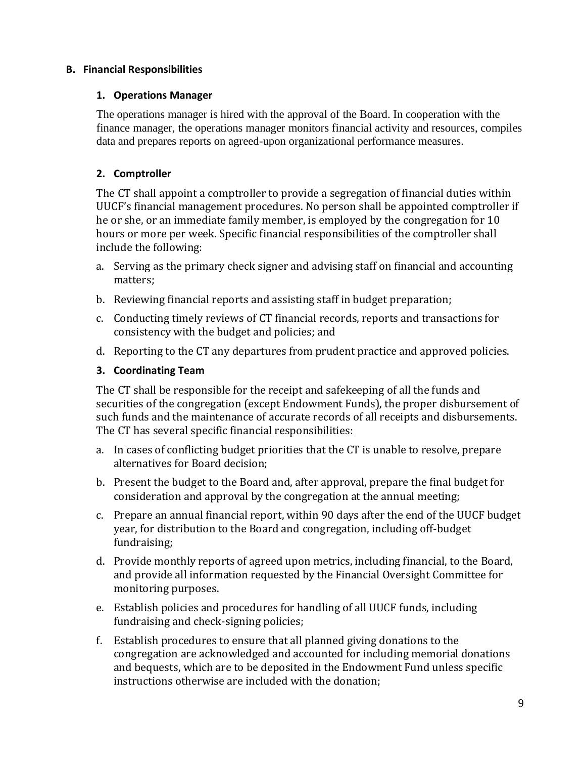## B. Financial Responsibilities

### 1. Operations Manager

The operations manager is hired with the approval of the Board. In cooperation with the finance manager, the operations manager monitors financial activity and resources, compiles data and prepares reports on agreed-upon organizational performance measures.

### 2. Comptroller

The CT shall appoint a comptroller to provide a segregation of financial duties within UUCF's financial management procedures. No person shall be appointed comptroller if he or she, or an immediate family member, is employed by the congregation for 10 hours or more per week. Specific financial responsibilities of the comptroller shall include the following:

a. Serving as the primary check signer and advising staff on financial and accounting matters;

b. Reviewing financial reports and assisting staff in budget preparation;

c. Conducting timely reviews of CT financial records, reports and transactions for consistency with the budget and policies; and

d. Reporting to the CT any departures from prudent practice and approved policies.

### 3. Coordinating Team

The CT shall be responsible for the receipt and safekeeping of all the funds and securities of the congregation (except Endowment Funds), the proper disbursement of such funds and the maintenance of accurate records of all receipts and disbursements. The CT has several specific financial responsibilities:

a. In cases of conflicting budget priorities that the CT is unable to resolve, prepare alternatives for Board decision;

b. Present the budget to the Board and, after approval, prepare the final budget for consideration and approval by the congregation at the annual meeting;

c. Prepare an annual financial report, within 90 days after the end of the UUCF budget year, for distribution to the Board and congregation, including off-budget fundraising;

d. Provide monthly reports of agreed upon metrics, including financial, to the Board, and provide all information requested by the Financial Oversight Committee for monitoring purposes.

e. Establish policies and procedures for handling of all UUCF funds, including fundraising and check-signing policies;

f. Establish procedures to ensure that all planned giving donations to the congregation are acknowledged and accounted for including memorial donations and bequests, which are to be deposited in the Endowment Fund unless specific instructions otherwise are included with the donation;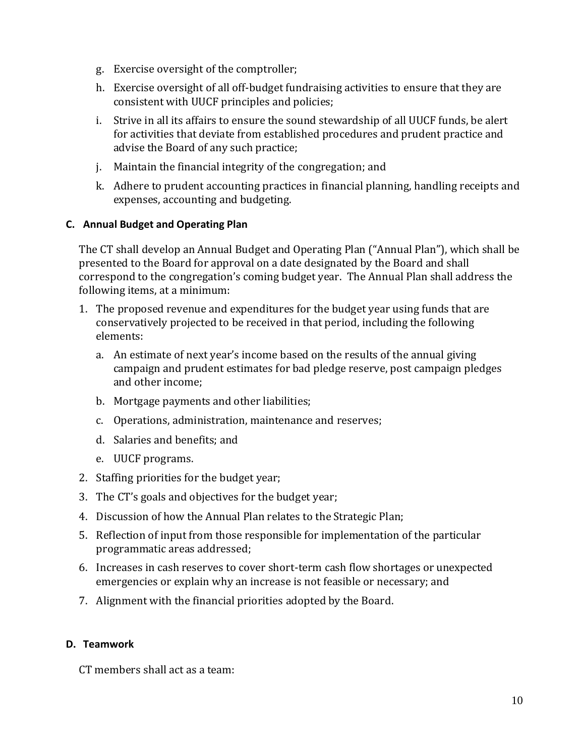g. Exercise oversight of the comptroller;

h. Exercise oversight of all off-budget fundraising activities to ensure that they are consistent with UUCF principles and policies;

i. Strive in all its affairs to ensure the sound stewardship of all UUCF funds, be alert for activities that deviate from established procedures and prudent practice and advise the Board of any such practice;

j. Maintain the financial integrity of the congregation; and

k. Adhere to prudent accounting practices in financial planning, handling receipts and expenses, accounting and budgeting.

**C. Annual Budget and Operating Plan**

The CT shall develop an Annual Budget and Operating Plan ("Annual Plan"), which shall be presented to the Board for approval on a date designated by the Board and shall correspond to the congregation's coming budget year. The Annual Plan shall address the following items, at a minimum:

1. The proposed revenue and expenditures for the budget year using funds that are conservatively projected to be received in that period, including the following elements:
   a. An estimate of next year's income based on the results of the annual giving campaign and prudent estimates for bad pledge reserve, post campaign pledges and other income;
   b. Mortgage payments and other liabilities;
   c. Operations, administration, maintenance and reserves;
   d. Salaries and benefits; and
   e. UUCF programs.
2. Staffing priorities for the budget year;
3. The CT's goals and objectives for the budget year;
4. Discussion of how the Annual Plan relates to the Strategic Plan;
5. Reflection of input from those responsible for implementation of the particular programmatic areas addressed;
6. Increases in cash reserves to cover short-term cash flow shortages or unexpected emergencies or explain why an increase is not feasible or necessary; and
7. Alignment with the financial priorities adopted by the Board.

**D. Teamwork**

CT members shall act as a team: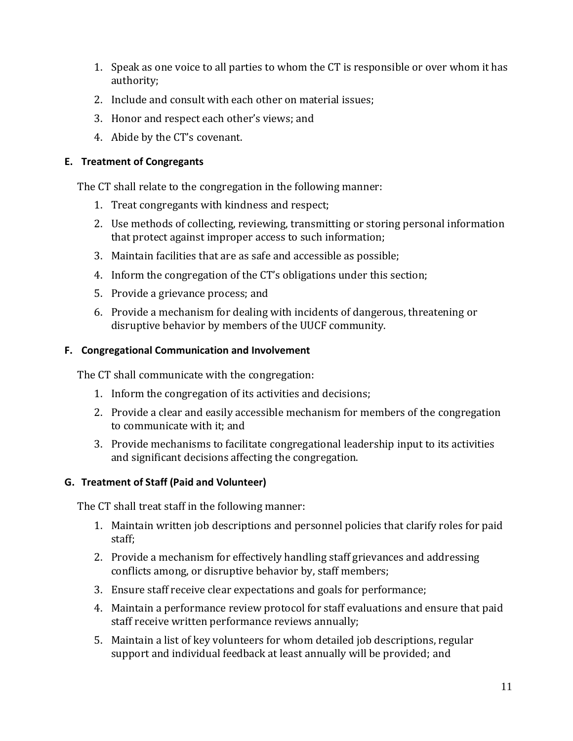1. Speak as one voice to all parties to whom the CT is responsible or over whom it has authority;
2. Include and consult with each other on material issues;
3. Honor and respect each other's views; and
4. Abide by the CT's covenant.

### E. Treatment of Congregants

The CT shall relate to the congregation in the following manner:

1. Treat congregants with kindness and respect;
2. Use methods of collecting, reviewing, transmitting or storing personal information that protect against improper access to such information;
3. Maintain facilities that are as safe and accessible as possible;
4. Inform the congregation of the CT's obligations under this section;
5. Provide a grievance process; and
6. Provide a mechanism for dealing with incidents of dangerous, threatening or disruptive behavior by members of the UUCF community.

### F. Congregational Communication and Involvement

The CT shall communicate with the congregation:

1. Inform the congregation of its activities and decisions;
2. Provide a clear and easily accessible mechanism for members of the congregation to communicate with it; and
3. Provide mechanisms to facilitate congregational leadership input to its activities and significant decisions affecting the congregation.

### G. Treatment of Staff (Paid and Volunteer)

The CT shall treat staff in the following manner:

1. Maintain written job descriptions and personnel policies that clarify roles for paid staff;
2. Provide a mechanism for effectively handling staff grievances and addressing conflicts among, or disruptive behavior by, staff members;
3. Ensure staff receive clear expectations and goals for performance;
4. Maintain a performance review protocol for staff evaluations and ensure that paid staff receive written performance reviews annually;
5. Maintain a list of key volunteers for whom detailed job descriptions, regular support and individual feedback at least annually will be provided; and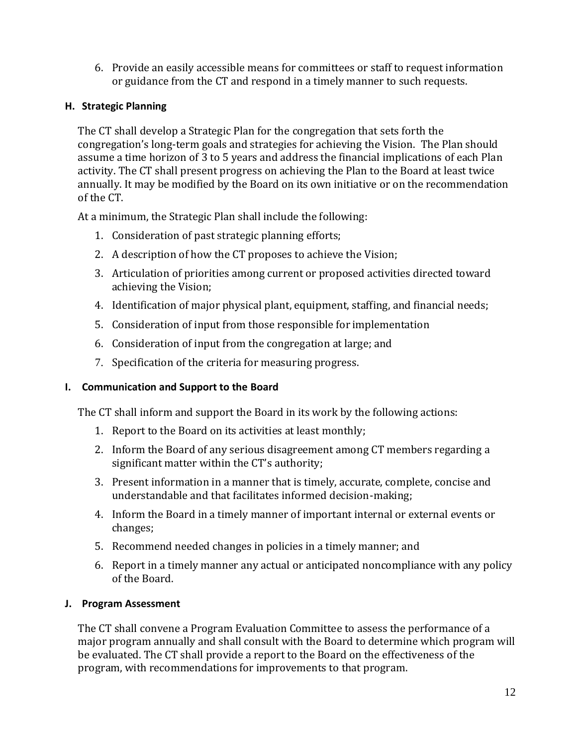6. Provide an easily accessible means for committees or staff to request information or guidance from the CT and respond in a timely manner to such requests.

### H. Strategic Planning

The CT shall develop a Strategic Plan for the congregation that sets forth the congregation's long-term goals and strategies for achieving the Vision. The Plan should assume a time horizon of 3 to 5 years and address the financial implications of each Plan activity. The CT shall present progress on achieving the Plan to the Board at least twice annually. It may be modified by the Board on its own initiative or on the recommendation of the CT.

At a minimum, the Strategic Plan shall include the following:

1. Consideration of past strategic planning efforts;
2. A description of how the CT proposes to achieve the Vision;
3. Articulation of priorities among current or proposed activities directed toward achieving the Vision;
4. Identification of major physical plant, equipment, staffing, and financial needs;
5. Consideration of input from those responsible for implementation
6. Consideration of input from the congregation at large; and
7. Specification of the criteria for measuring progress.

### I. Communication and Support to the Board

The CT shall inform and support the Board in its work by the following actions:

1. Report to the Board on its activities at least monthly;
2. Inform the Board of any serious disagreement among CT members regarding a significant matter within the CT's authority;
3. Present information in a manner that is timely, accurate, complete, concise and understandable and that facilitates informed decision-making;
4. Inform the Board in a timely manner of important internal or external events or changes;
5. Recommend needed changes in policies in a timely manner; and
6. Report in a timely manner any actual or anticipated noncompliance with any policy of the Board.

### J. Program Assessment

The CT shall convene a Program Evaluation Committee to assess the performance of a major program annually and shall consult with the Board to determine which program will be evaluated. The CT shall provide a report to the Board on the effectiveness of the program, with recommendations for improvements to that program.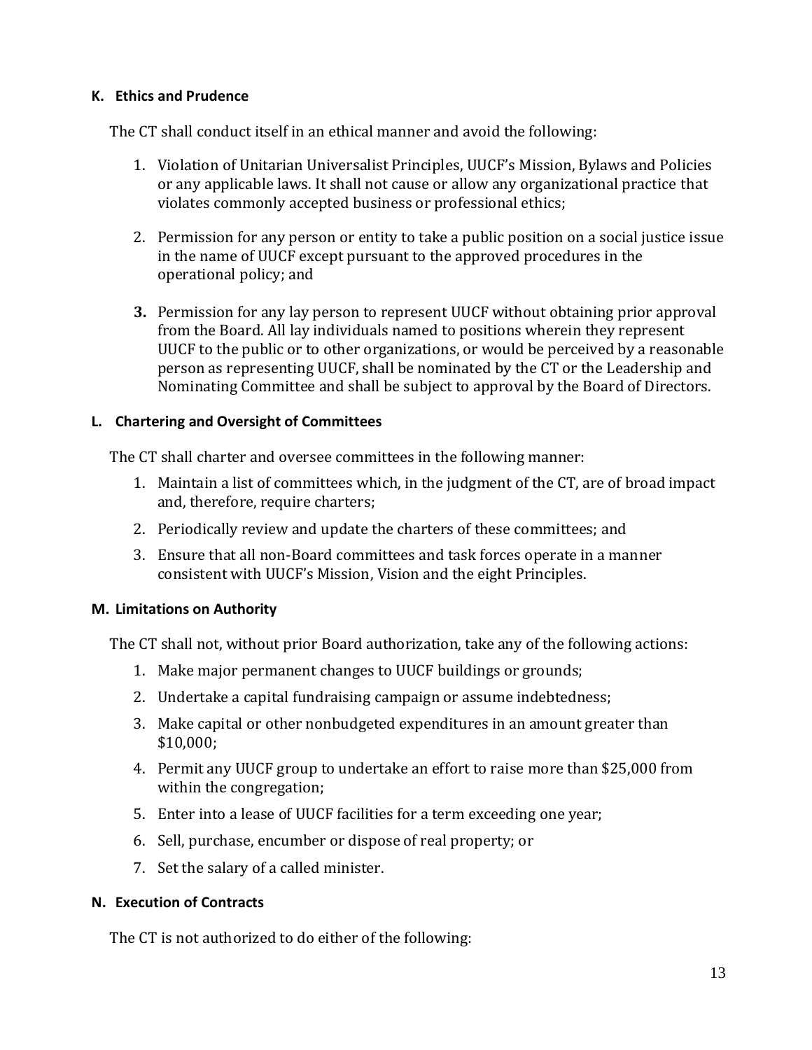#### K. Ethics and Prudence

The CT shall conduct itself in an ethical manner and avoid the following:

1. Violation of Unitarian Universalist Principles, UUCF's Mission, Bylaws and Policies or any applicable laws. It shall not cause or allow any organizational practice that violates commonly accepted business or professional ethics;

2. Permission for any person or entity to take a public position on a social justice issue in the name of UUCF except pursuant to the approved procedures in the operational policy; and

3. Permission for any lay person to represent UUCF without obtaining prior approval from the Board. All lay individuals named to positions wherein they represent UUCF to the public or to other organizations, or would be perceived by a reasonable person as representing UUCF, shall be nominated by the CT or the Leadership and Nominating Committee and shall be subject to approval by the Board of Directors.

#### L. Chartering and Oversight of Committees

The CT shall charter and oversee committees in the following manner:

1. Maintain a list of committees which, in the judgment of the CT, are of broad impact and, therefore, require charters;
2. Periodically review and update the charters of these committees; and
3. Ensure that all non-Board committees and task forces operate in a manner consistent with UUCF's Mission, Vision and the eight Principles.

#### M. Limitations on Authority

The CT shall not, without prior Board authorization, take any of the following actions:

1. Make major permanent changes to UUCF buildings or grounds;
2. Undertake a capital fundraising campaign or assume indebtedness;
3. Make capital or other nonbudgeted expenditures in an amount greater than $10,000;
4. Permit any UUCF group to undertake an effort to raise more than $25,000 from within the congregation;
5. Enter into a lease of UUCF facilities for a term exceeding one year;
6. Sell, purchase, encumber or dispose of real property; or
7. Set the salary of a called minister.

#### N. Execution of Contracts

The CT is not authorized to do either of the following: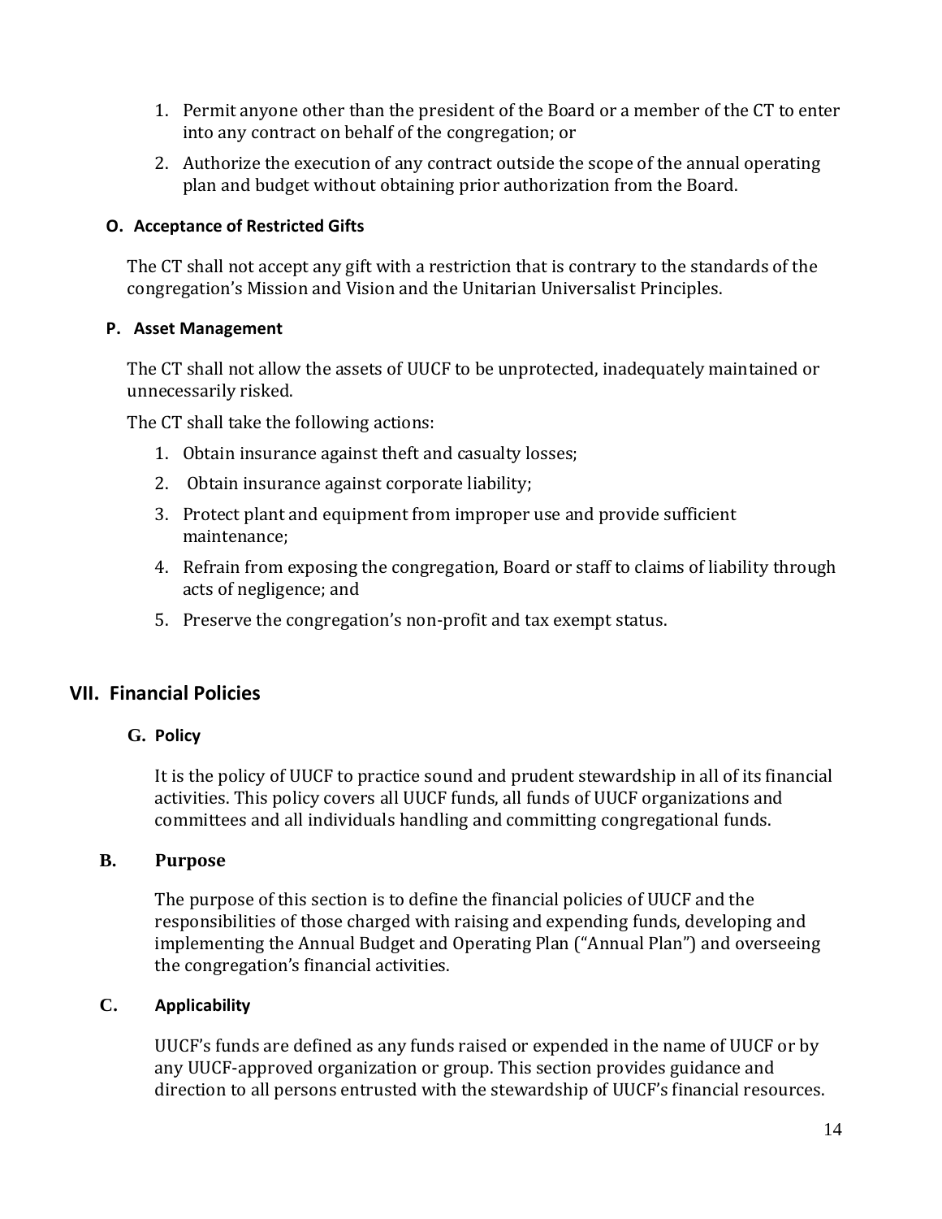1. Permit anyone other than the president of the Board or a member of the CT to enter into any contract on behalf of the congregation; or
2. Authorize the execution of any contract outside the scope of the annual operating plan and budget without obtaining prior authorization from the Board.

#### O. Acceptance of Restricted Gifts

The CT shall not accept any gift with a restriction that is contrary to the standards of the congregation's Mission and Vision and the Unitarian Universalist Principles.

#### P. Asset Management

The CT shall not allow the assets of UUCF to be unprotected, inadequately maintained or unnecessarily risked.

The CT shall take the following actions:

1. Obtain insurance against theft and casualty losses;
2. Obtain insurance against corporate liability;
3. Protect plant and equipment from improper use and provide sufficient maintenance;
4. Refrain from exposing the congregation, Board or staff to claims of liability through acts of negligence; and
5. Preserve the congregation's non-profit and tax exempt status.

## VII. Financial Policies

#### G. Policy

It is the policy of UUCF to practice sound and prudent stewardship in all of its financial activities. This policy covers all UUCF funds, all funds of UUCF organizations and committees and all individuals handling and committing congregational funds.

#### B. Purpose

The purpose of this section is to define the financial policies of UUCF and the responsibilities of those charged with raising and expending funds, developing and implementing the Annual Budget and Operating Plan ("Annual Plan") and overseeing the congregation's financial activities.

#### C. Applicability

UUCF's funds are defined as any funds raised or expended in the name of UUCF or by any UUCF-approved organization or group. This section provides guidance and direction to all persons entrusted with the stewardship of UUCF's financial resources.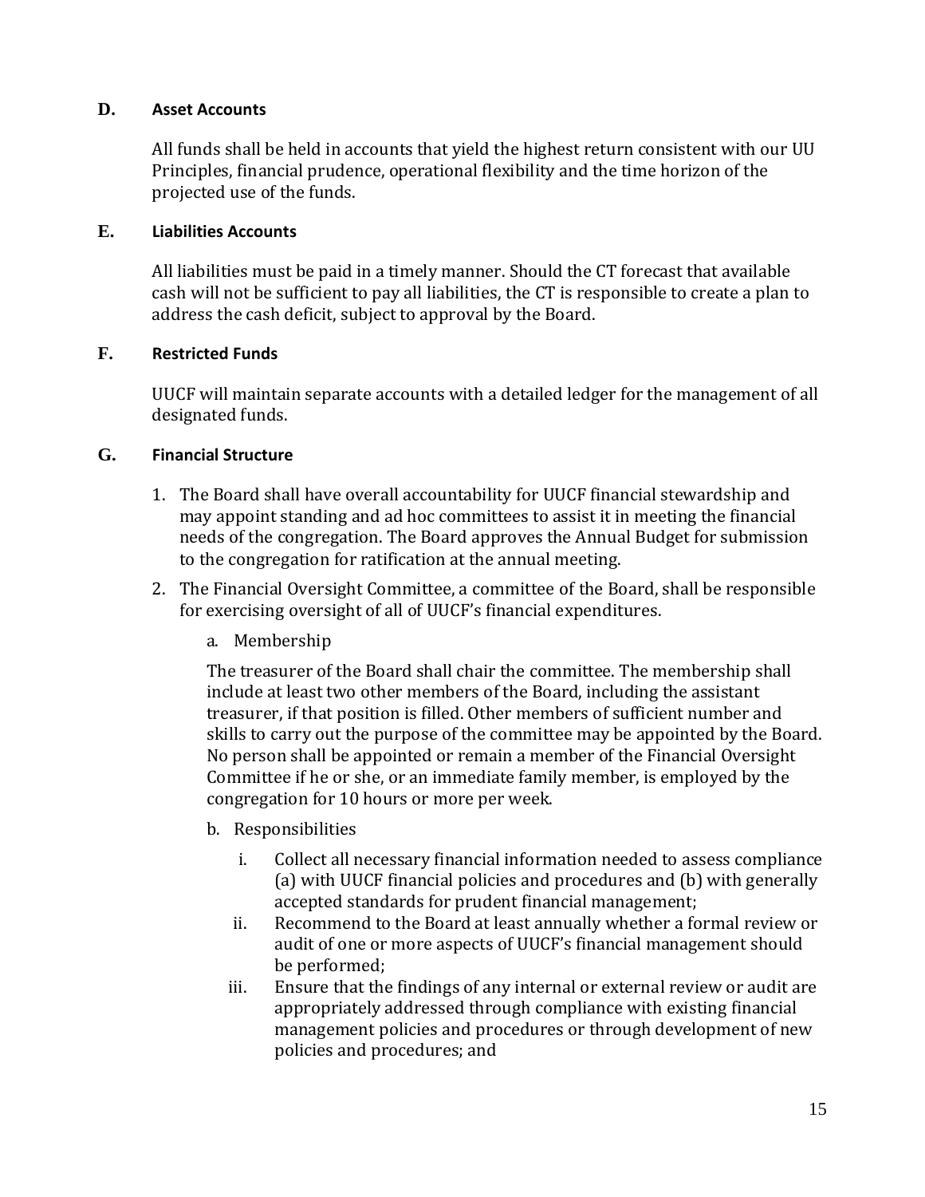### D. Asset Accounts

All funds shall be held in accounts that yield the highest return consistent with our UU Principles, financial prudence, operational flexibility and the time horizon of the projected use of the funds.

### E. Liabilities Accounts

All liabilities must be paid in a timely manner. Should the CT forecast that available cash will not be sufficient to pay all liabilities, the CT is responsible to create a plan to address the cash deficit, subject to approval by the Board.

### F. Restricted Funds

UUCF will maintain separate accounts with a detailed ledger for the management of all designated funds.

### G. Financial Structure

1. The Board shall have overall accountability for UUCF financial stewardship and may appoint standing and ad hoc committees to assist it in meeting the financial needs of the congregation. The Board approves the Annual Budget for submission to the congregation for ratification at the annual meeting.
2. The Financial Oversight Committee, a committee of the Board, shall be responsible for exercising oversight of all of UUCF's financial expenditures.

   a. Membership

   The treasurer of the Board shall chair the committee. The membership shall include at least two other members of the Board, including the assistant treasurer, if that position is filled. Other members of sufficient number and skills to carry out the purpose of the committee may be appointed by the Board. No person shall be appointed or remain a member of the Financial Oversight Committee if he or she, or an immediate family member, is employed by the congregation for 10 hours or more per week.

   b. Responsibilities

      i. Collect all necessary financial information needed to assess compliance (a) with UUCF financial policies and procedures and (b) with generally accepted standards for prudent financial management;

      ii. Recommend to the Board at least annually whether a formal review or audit of one or more aspects of UUCF's financial management should be performed;

      iii. Ensure that the findings of any internal or external review or audit are appropriately addressed through compliance with existing financial management policies and procedures or through development of new policies and procedures; and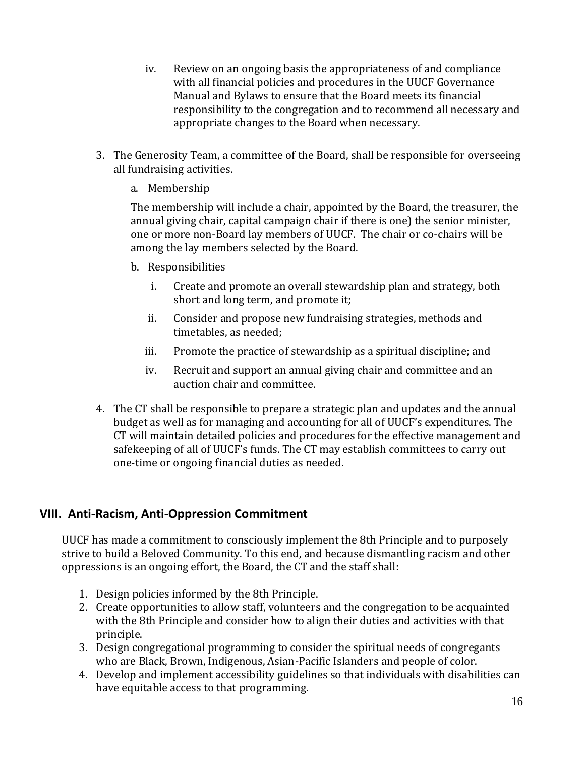iv. Review on an ongoing basis the appropriateness of and compliance with all financial policies and procedures in the UUCF Governance Manual and Bylaws to ensure that the Board meets its financial responsibility to the congregation and to recommend all necessary and appropriate changes to the Board when necessary.

3. The Generosity Team, a committee of the Board, shall be responsible for overseeing all fundraising activities.

   a. Membership

      The membership will include a chair, appointed by the Board, the treasurer, the annual giving chair, capital campaign chair if there is one) the senior minister, one or more non-Board lay members of UUCF. The chair or co-chairs will be among the lay members selected by the Board.

   b. Responsibilities

      i. Create and promote an overall stewardship plan and strategy, both short and long term, and promote it;

      ii. Consider and propose new fundraising strategies, methods and timetables, as needed;

      iii. Promote the practice of stewardship as a spiritual discipline; and

      iv. Recruit and support an annual giving chair and committee and an auction chair and committee.

4. The CT shall be responsible to prepare a strategic plan and updates and the annual budget as well as for managing and accounting for all of UUCF's expenditures. The CT will maintain detailed policies and procedures for the effective management and safekeeping of all of UUCF's funds. The CT may establish committees to carry out one-time or ongoing financial duties as needed.

## VIII. Anti-Racism, Anti-Oppression Commitment

UUCF has made a commitment to consciously implement the 8th Principle and to purposely strive to build a Beloved Community. To this end, and because dismantling racism and other oppressions is an ongoing effort, the Board, the CT and the staff shall:

1. Design policies informed by the 8th Principle.
2. Create opportunities to allow staff, volunteers and the congregation to be acquainted with the 8th Principle and consider how to align their duties and activities with that principle.
3. Design congregational programming to consider the spiritual needs of congregants who are Black, Brown, Indigenous, Asian-Pacific Islanders and people of color.
4. Develop and implement accessibility guidelines so that individuals with disabilities can have equitable access to that programming.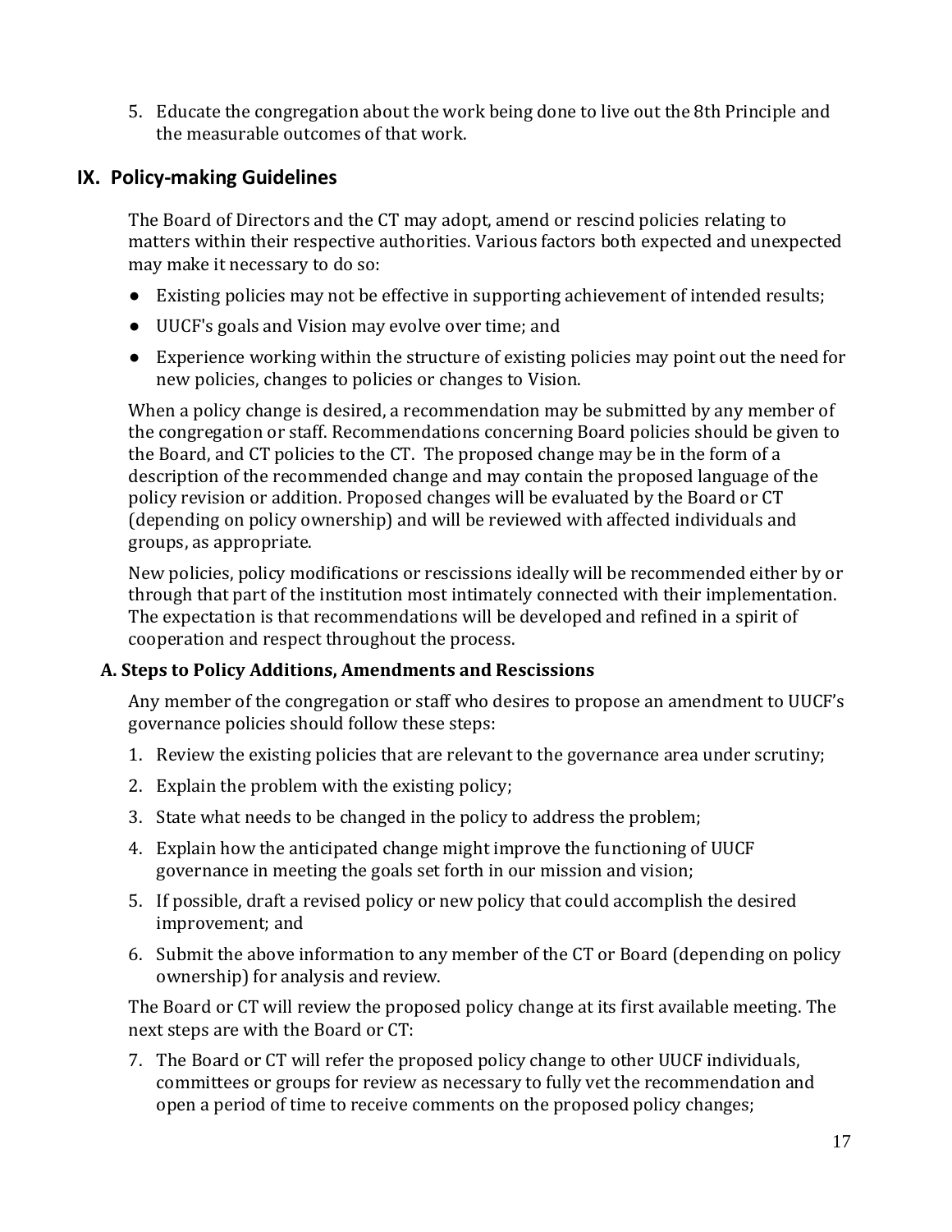5. Educate the congregation about the work being done to live out the 8th Principle and the measurable outcomes of that work.

## IX. Policy-making Guidelines

The Board of Directors and the CT may adopt, amend or rescind policies relating to matters within their respective authorities. Various factors both expected and unexpected may make it necessary to do so:

- Existing policies may not be effective in supporting achievement of intended results;
- UUCF's goals and Vision may evolve over time; and
- Experience working within the structure of existing policies may point out the need for new policies, changes to policies or changes to Vision.

When a policy change is desired, a recommendation may be submitted by any member of the congregation or staff. Recommendations concerning Board policies should be given to the Board, and CT policies to the CT. The proposed change may be in the form of a description of the recommended change and may contain the proposed language of the policy revision or addition. Proposed changes will be evaluated by the Board or CT (depending on policy ownership) and will be reviewed with affected individuals and groups, as appropriate.

New policies, policy modifications or rescissions ideally will be recommended either by or through that part of the institution most intimately connected with their implementation. The expectation is that recommendations will be developed and refined in a spirit of cooperation and respect throughout the process.

### A. Steps to Policy Additions, Amendments and Rescissions

Any member of the congregation or staff who desires to propose an amendment to UUCF's governance policies should follow these steps:

1. Review the existing policies that are relevant to the governance area under scrutiny;
2. Explain the problem with the existing policy;
3. State what needs to be changed in the policy to address the problem;
4. Explain how the anticipated change might improve the functioning of UUCF governance in meeting the goals set forth in our mission and vision;
5. If possible, draft a revised policy or new policy that could accomplish the desired improvement; and
6. Submit the above information to any member of the CT or Board (depending on policy ownership) for analysis and review.

The Board or CT will review the proposed policy change at its first available meeting. The next steps are with the Board or CT:

7. The Board or CT will refer the proposed policy change to other UUCF individuals, committees or groups for review as necessary to fully vet the recommendation and open a period of time to receive comments on the proposed policy changes;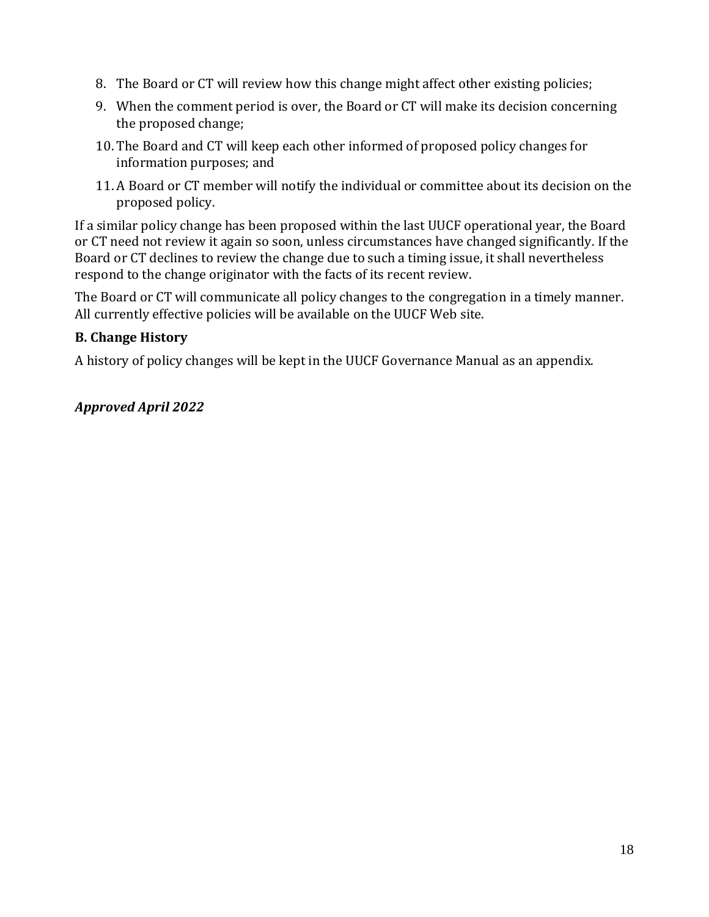8. The Board or CT will review how this change might affect other existing policies;
9. When the comment period is over, the Board or CT will make its decision concerning the proposed change;
10. The Board and CT will keep each other informed of proposed policy changes for information purposes; and
11. A Board or CT member will notify the individual or committee about its decision on the proposed policy.

If a similar policy change has been proposed within the last UUCF operational year, the Board or CT need not review it again so soon, unless circumstances have changed significantly. If the Board or CT declines to review the change due to such a timing issue, it shall nevertheless respond to the change originator with the facts of its recent review.

The Board or CT will communicate all policy changes to the congregation in a timely manner. All currently effective policies will be available on the UUCF Web site.

**B. Change History**

A history of policy changes will be kept in the UUCF Governance Manual as an appendix.

***Approved April 2022***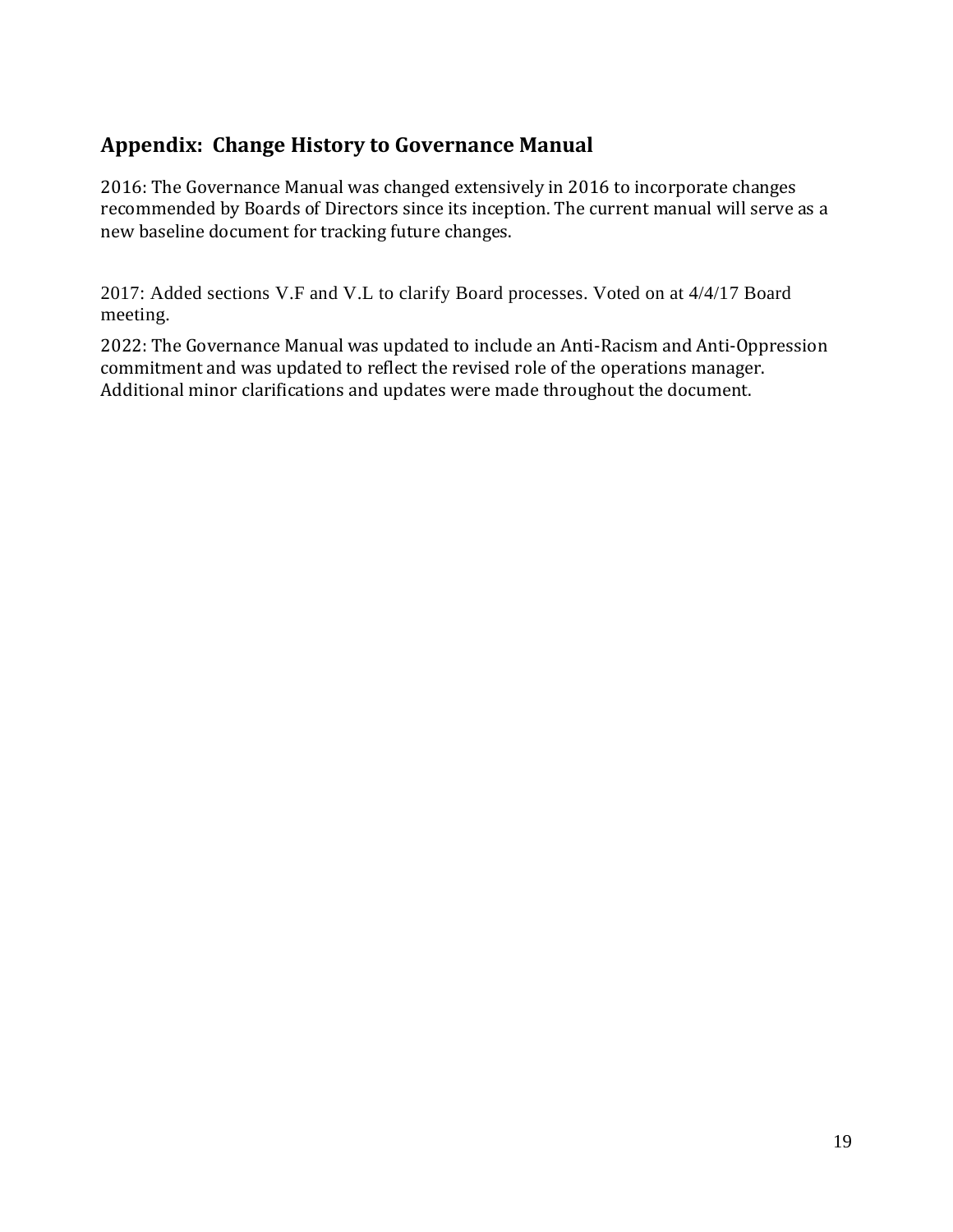## Appendix: Change History to Governance Manual

2016: The Governance Manual was changed extensively in 2016 to incorporate changes recommended by Boards of Directors since its inception. The current manual will serve as a new baseline document for tracking future changes.

2017: Added sections V.F and V.L to clarify Board processes. Voted on at 4/4/17 Board meeting.

2022: The Governance Manual was updated to include an Anti-Racism and Anti-Oppression commitment and was updated to reflect the revised role of the operations manager. Additional minor clarifications and updates were made throughout the document.